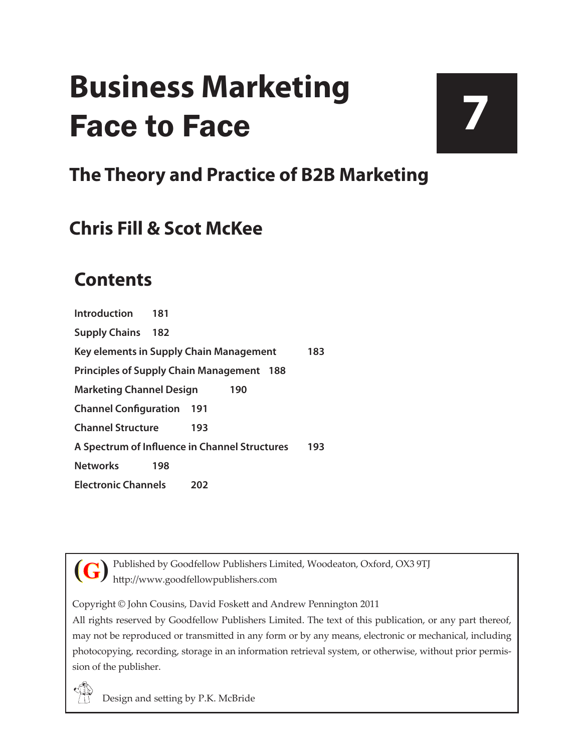# Business Marketing Face to Face

**7**

## The Theory and Practice of B2B Marketing

### Chris Fill & Scot McKee

## Contents

| | |
|---|---|
| **Introduction** | **181** |
| **Supply Chains** | **182** |
| **Key elements in Supply Chain Management** | **183** |
| **Principles of Supply Chain Management** | **188** |
| **Marketing Channel Design** | **190** |
| **Channel Configuration** | **191** |
| **Channel Structure** | **193** |
| **A Spectrum of Influence in Channel Structures** | **193** |
| **Networks** | **198** |
| **Electronic Channels** | **202** |

(G) Published by Goodfellow Publishers Limited, Woodeaton, Oxford, OX3 9TJ
http://www.goodfellowpublishers.com

Copyright © John Cousins, David Foskett and Andrew Pennington 2011

All rights reserved by Goodfellow Publishers Limited. The text of this publication, or any part thereof, may not be reproduced or transmitted in any form or by any means, electronic or mechanical, including photocopying, recording, storage in an information retrieval system, or otherwise, without prior permission of the publisher.

Design and setting by P.K. McBride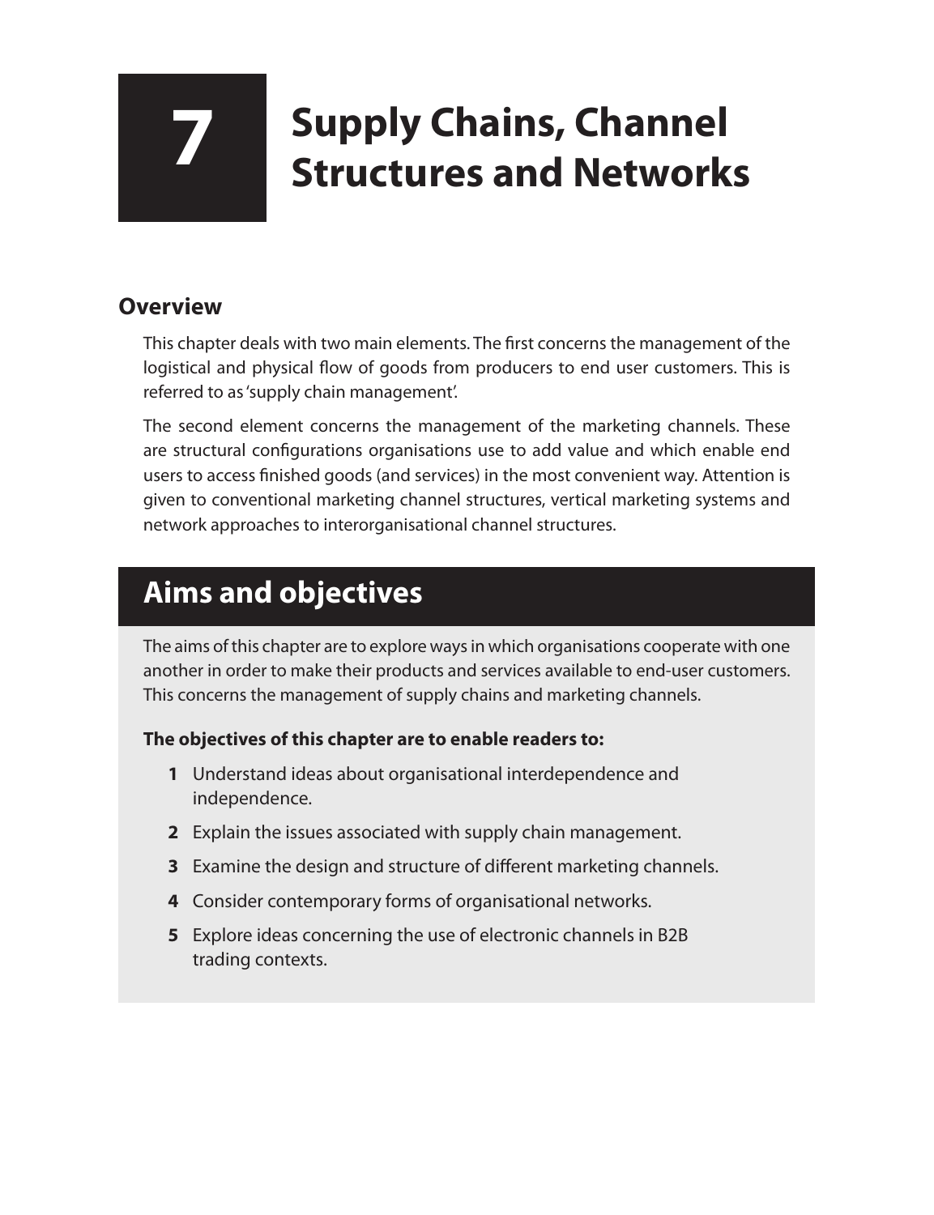# 7 Supply Chains, Channel Structures and Networks

## Overview

This chapter deals with two main elements. The first concerns the management of the logistical and physical flow of goods from producers to end user customers. This is referred to as 'supply chain management'.

The second element concerns the management of the marketing channels. These are structural configurations organisations use to add value and which enable end users to access finished goods (and services) in the most convenient way. Attention is given to conventional marketing channel structures, vertical marketing systems and network approaches to interorganisational channel structures.

## Aims and objectives

The aims of this chapter are to explore ways in which organisations cooperate with one another in order to make their products and services available to end-user customers. This concerns the management of supply chains and marketing channels.

**The objectives of this chapter are to enable readers to:**

1. Understand ideas about organisational interdependence and independence.
2. Explain the issues associated with supply chain management.
3. Examine the design and structure of different marketing channels.
4. Consider contemporary forms of organisational networks.
5. Explore ideas concerning the use of electronic channels in B2B trading contexts.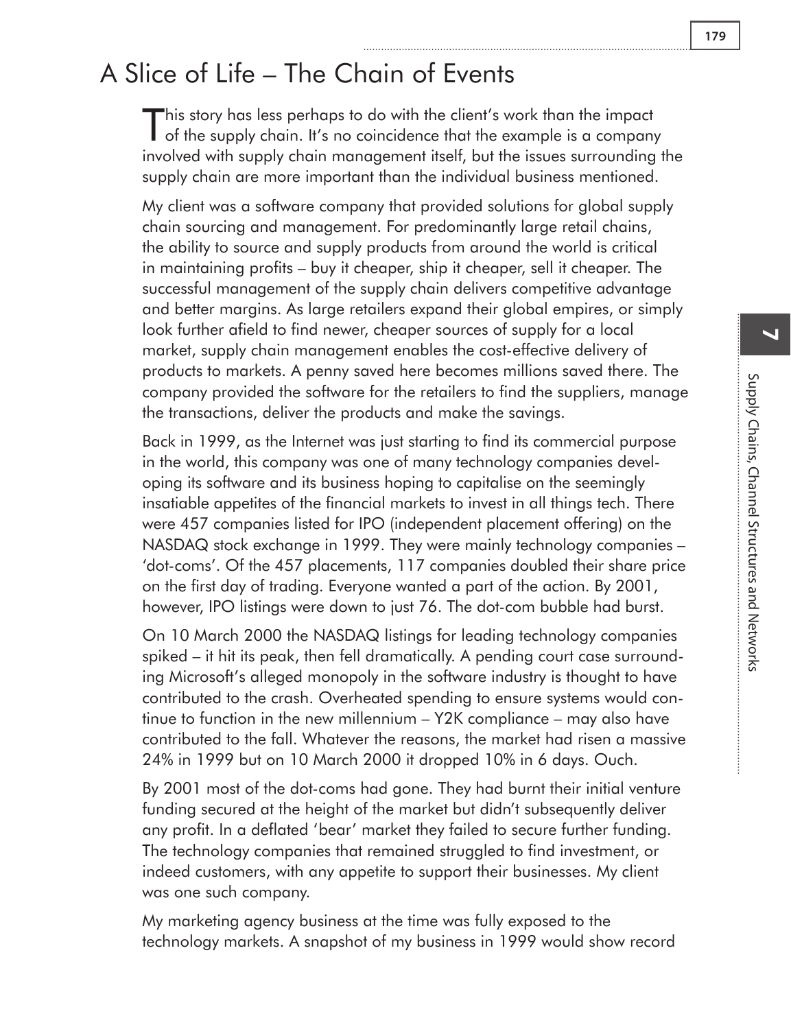# A Slice of Life – The Chain of Events

This story has less perhaps to do with the client's work than the impact of the supply chain. It's no coincidence that the example is a company involved with supply chain management itself, but the issues surrounding the supply chain are more important than the individual business mentioned.

My client was a software company that provided solutions for global supply chain sourcing and management. For predominantly large retail chains, the ability to source and supply products from around the world is critical in maintaining profits – buy it cheaper, ship it cheaper, sell it cheaper. The successful management of the supply chain delivers competitive advantage and better margins. As large retailers expand their global empires, or simply look further afield to find newer, cheaper sources of supply for a local market, supply chain management enables the cost-effective delivery of products to markets. A penny saved here becomes millions saved there. The company provided the software for the retailers to find the suppliers, manage the transactions, deliver the products and make the savings.

Back in 1999, as the Internet was just starting to find its commercial purpose in the world, this company was one of many technology companies developing its software and its business hoping to capitalise on the seemingly insatiable appetites of the financial markets to invest in all things tech. There were 457 companies listed for IPO (independent placement offering) on the NASDAQ stock exchange in 1999. They were mainly technology companies – 'dot-coms'. Of the 457 placements, 117 companies doubled their share price on the first day of trading. Everyone wanted a part of the action. By 2001, however, IPO listings were down to just 76. The dot-com bubble had burst.

On 10 March 2000 the NASDAQ listings for leading technology companies spiked – it hit its peak, then fell dramatically. A pending court case surrounding Microsoft's alleged monopoly in the software industry is thought to have contributed to the crash. Overheated spending to ensure systems would continue to function in the new millennium – Y2K compliance – may also have contributed to the fall. Whatever the reasons, the market had risen a massive 24% in 1999 but on 10 March 2000 it dropped 10% in 6 days. Ouch.

By 2001 most of the dot-coms had gone. They had burnt their initial venture funding secured at the height of the market but didn't subsequently deliver any profit. In a deflated 'bear' market they failed to secure further funding. The technology companies that remained struggled to find investment, or indeed customers, with any appetite to support their businesses. My client was one such company.

My marketing agency business at the time was fully exposed to the technology markets. A snapshot of my business in 1999 would show record